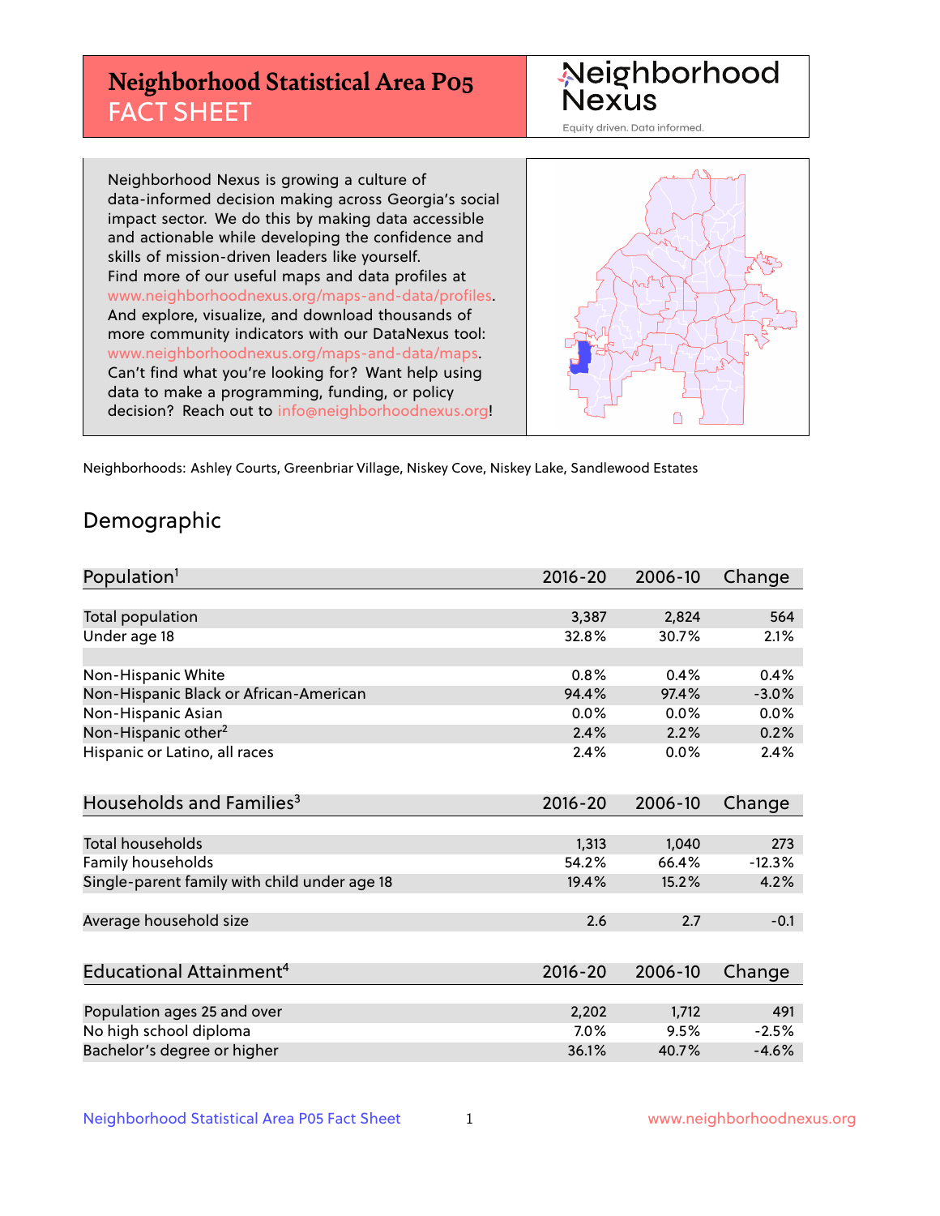# Neighborhood Statistical Area P05
## FACT SHEET

**Neighborhood Nexus**
Equity driven. Data informed.

Neighborhood Nexus is growing a culture of data-informed decision making across Georgia's social impact sector. We do this by making data accessible and actionable while developing the confidence and skills of mission-driven leaders like yourself. Find more of our useful maps and data profiles at www.neighborhoodnexus.org/maps-and-data/profiles. And explore, visualize, and download thousands of more community indicators with our DataNexus tool: www.neighborhoodnexus.org/maps-and-data/maps. Can't find what you're looking for? Want help using data to make a programming, funding, or policy decision? Reach out to info@neighborhoodnexus.org!

Neighborhoods: Ashley Courts, Greenbriar Village, Niskey Cove, Niskey Lake, Sandlewood Estates

## Demographic

| Population[1] | 2016-20 | 2006-10 | Change |
|---|---|---|---|
| Total population | 3,387 | 2,824 | 564 |
| Under age 18 | 32.8% | 30.7% | 2.1% |
| | | | |
| Non-Hispanic White | 0.8% | 0.4% | 0.4% |
| Non-Hispanic Black or African-American | 94.4% | 97.4% | -3.0% |
| Non-Hispanic Asian | 0.0% | 0.0% | 0.0% |
| Non-Hispanic other[2] | 2.4% | 2.2% | 0.2% |
| Hispanic or Latino, all races | 2.4% | 0.0% | 2.4% |

| Households and Families[3] | 2016-20 | 2006-10 | Change |
|---|---|---|---|
| Total households | 1,313 | 1,040 | 273 |
| Family households | 54.2% | 66.4% | -12.3% |
| Single-parent family with child under age 18 | 19.4% | 15.2% | 4.2% |
| | | | |
| Average household size | 2.6 | 2.7 | -0.1 |

| Educational Attainment[4] | 2016-20 | 2006-10 | Change |
|---|---|---|---|
| Population ages 25 and over | 2,202 | 1,712 | 491 |
| No high school diploma | 7.0% | 9.5% | -2.5% |
| Bachelor's degree or higher | 36.1% | 40.7% | -4.6% |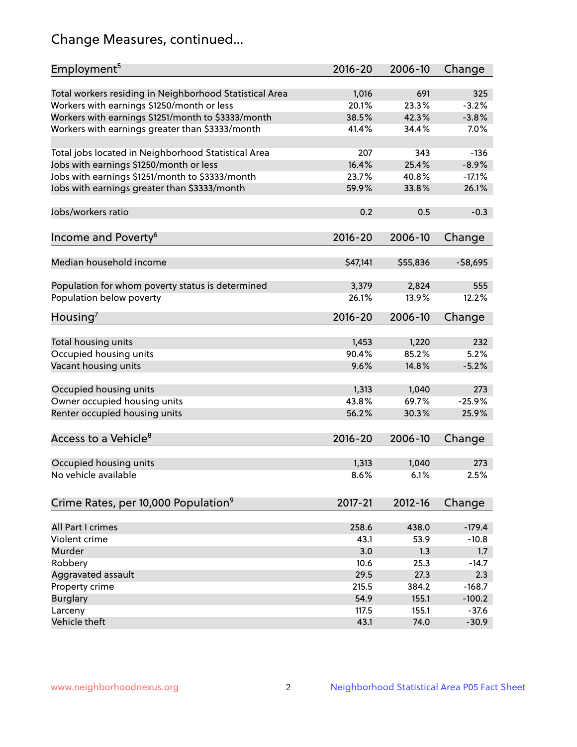# Change Measures, continued...

| Employment[5] | 2016-20 | 2006-10 | Change |
|---|---|---|---|
| Total workers residing in Neighborhood Statistical Area | 1,016 | 691 | 325 |
| Workers with earnings $1250/month or less | 20.1% | 23.3% | -3.2% |
| Workers with earnings $1251/month to $3333/month | 38.5% | 42.3% | -3.8% |
| Workers with earnings greater than $3333/month | 41.4% | 34.4% | 7.0% |
| | | | |
| Total jobs located in Neighborhood Statistical Area | 207 | 343 | -136 |
| Jobs with earnings $1250/month or less | 16.4% | 25.4% | -8.9% |
| Jobs with earnings $1251/month to $3333/month | 23.7% | 40.8% | -17.1% |
| Jobs with earnings greater than $3333/month | 59.9% | 33.8% | 26.1% |
| | | | |
| Jobs/workers ratio | 0.2 | 0.5 | -0.3 |

| Income and Poverty[6] | 2016-20 | 2006-10 | Change |
|---|---|---|---|
| Median household income | $47,141 | $55,836 | -$8,695 |
| | | | |
| Population for whom poverty status is determined | 3,379 | 2,824 | 555 |
| Population below poverty | 26.1% | 13.9% | 12.2% |

| Housing[7] | 2016-20 | 2006-10 | Change |
|---|---|---|---|
| Total housing units | 1,453 | 1,220 | 232 |
| Occupied housing units | 90.4% | 85.2% | 5.2% |
| Vacant housing units | 9.6% | 14.8% | -5.2% |
| | | | |
| Occupied housing units | 1,313 | 1,040 | 273 |
| Owner occupied housing units | 43.8% | 69.7% | -25.9% |
| Renter occupied housing units | 56.2% | 30.3% | 25.9% |

| Access to a Vehicle[8] | 2016-20 | 2006-10 | Change |
|---|---|---|---|
| Occupied housing units | 1,313 | 1,040 | 273 |
| No vehicle available | 8.6% | 6.1% | 2.5% |

| Crime Rates, per 10,000 Population[9] | 2017-21 | 2012-16 | Change |
|---|---|---|---|
| All Part I crimes | 258.6 | 438.0 | -179.4 |
| Violent crime | 43.1 | 53.9 | -10.8 |
| Murder | 3.0 | 1.3 | 1.7 |
| Robbery | 10.6 | 25.3 | -14.7 |
| Aggravated assault | 29.5 | 27.3 | 2.3 |
| Property crime | 215.5 | 384.2 | -168.7 |
| Burglary | 54.9 | 155.1 | -100.2 |
| Larceny | 117.5 | 155.1 | -37.6 |
| Vehicle theft | 43.1 | 74.0 | -30.9 |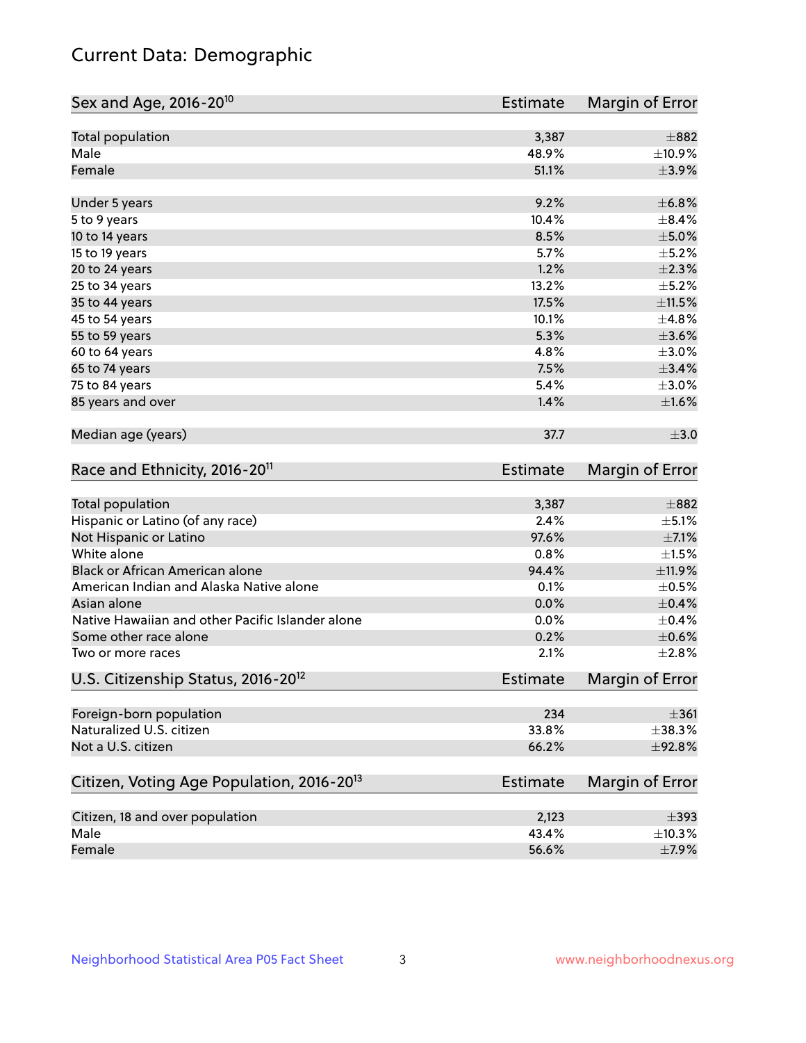# Current Data: Demographic

| Sex and Age, 2016-20[10] | Estimate | Margin of Error |
|---|---|---|
| Total population | 3,387 | ±882 |
| Male | 48.9% | ±10.9% |
| Female | 51.1% | ±3.9% |
| Under 5 years | 9.2% | ±6.8% |
| 5 to 9 years | 10.4% | ±8.4% |
| 10 to 14 years | 8.5% | ±5.0% |
| 15 to 19 years | 5.7% | ±5.2% |
| 20 to 24 years | 1.2% | ±2.3% |
| 25 to 34 years | 13.2% | ±5.2% |
| 35 to 44 years | 17.5% | ±11.5% |
| 45 to 54 years | 10.1% | ±4.8% |
| 55 to 59 years | 5.3% | ±3.6% |
| 60 to 64 years | 4.8% | ±3.0% |
| 65 to 74 years | 7.5% | ±3.4% |
| 75 to 84 years | 5.4% | ±3.0% |
| 85 years and over | 1.4% | ±1.6% |
| Median age (years) | 37.7 | ±3.0 |

| Race and Ethnicity, 2016-20[11] | Estimate | Margin of Error |
|---|---|---|
| Total population | 3,387 | ±882 |
| Hispanic or Latino (of any race) | 2.4% | ±5.1% |
| Not Hispanic or Latino | 97.6% | ±7.1% |
| White alone | 0.8% | ±1.5% |
| Black or African American alone | 94.4% | ±11.9% |
| American Indian and Alaska Native alone | 0.1% | ±0.5% |
| Asian alone | 0.0% | ±0.4% |
| Native Hawaiian and other Pacific Islander alone | 0.0% | ±0.4% |
| Some other race alone | 0.2% | ±0.6% |
| Two or more races | 2.1% | ±2.8% |

| U.S. Citizenship Status, 2016-20[12] | Estimate | Margin of Error |
|---|---|---|
| Foreign-born population | 234 | ±361 |
| Naturalized U.S. citizen | 33.8% | ±38.3% |
| Not a U.S. citizen | 66.2% | ±92.8% |

| Citizen, Voting Age Population, 2016-20[13] | Estimate | Margin of Error |
|---|---|---|
| Citizen, 18 and over population | 2,123 | ±393 |
| Male | 43.4% | ±10.3% |
| Female | 56.6% | ±7.9% |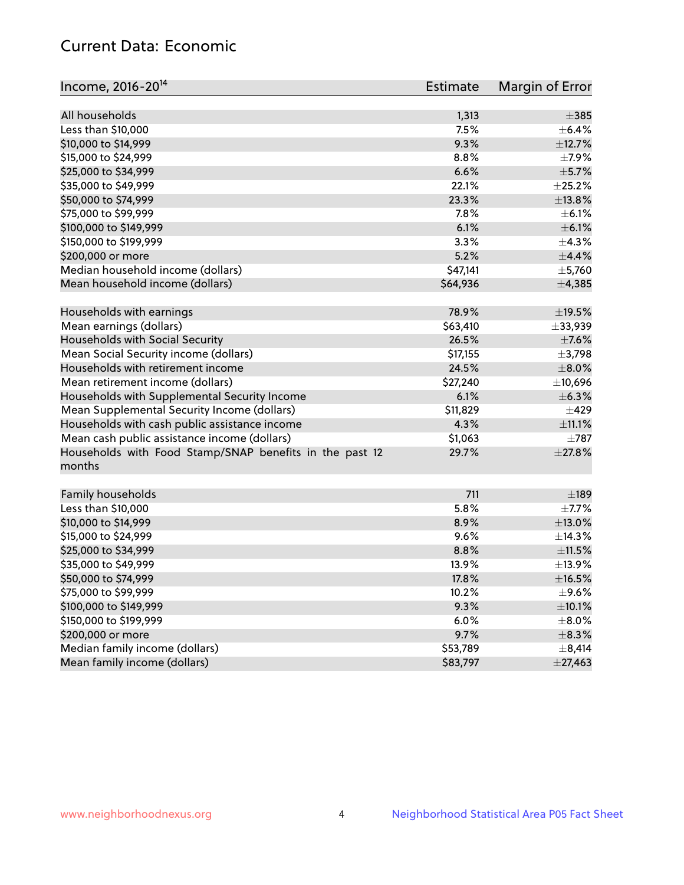## Current Data: Economic

| Income, 2016-20[14] | Estimate | Margin of Error |
|---|---|---|
| All households | 1,313 | ±385 |
| Less than $10,000 | 7.5% | ±6.4% |
| $10,000 to $14,999 | 9.3% | ±12.7% |
| $15,000 to $24,999 | 8.8% | ±7.9% |
| $25,000 to $34,999 | 6.6% | ±5.7% |
| $35,000 to $49,999 | 22.1% | ±25.2% |
| $50,000 to $74,999 | 23.3% | ±13.8% |
| $75,000 to $99,999 | 7.8% | ±6.1% |
| $100,000 to $149,999 | 6.1% | ±6.1% |
| $150,000 to $199,999 | 3.3% | ±4.3% |
| $200,000 or more | 5.2% | ±4.4% |
| Median household income (dollars) | $47,141 | ±5,760 |
| Mean household income (dollars) | $64,936 | ±4,385 |
| | | |
| Households with earnings | 78.9% | ±19.5% |
| Mean earnings (dollars) | $63,410 | ±33,939 |
| Households with Social Security | 26.5% | ±7.6% |
| Mean Social Security income (dollars) | $17,155 | ±3,798 |
| Households with retirement income | 24.5% | ±8.0% |
| Mean retirement income (dollars) | $27,240 | ±10,696 |
| Households with Supplemental Security Income | 6.1% | ±6.3% |
| Mean Supplemental Security Income (dollars) | $11,829 | ±429 |
| Households with cash public assistance income | 4.3% | ±11.1% |
| Mean cash public assistance income (dollars) | $1,063 | ±787 |
| Households with Food Stamp/SNAP benefits in the past 12 months | 29.7% | ±27.8% |
| | | |
| Family households | 711 | ±189 |
| Less than $10,000 | 5.8% | ±7.7% |
| $10,000 to $14,999 | 8.9% | ±13.0% |
| $15,000 to $24,999 | 9.6% | ±14.3% |
| $25,000 to $34,999 | 8.8% | ±11.5% |
| $35,000 to $49,999 | 13.9% | ±13.9% |
| $50,000 to $74,999 | 17.8% | ±16.5% |
| $75,000 to $99,999 | 10.2% | ±9.6% |
| $100,000 to $149,999 | 9.3% | ±10.1% |
| $150,000 to $199,999 | 6.0% | ±8.0% |
| $200,000 or more | 9.7% | ±8.3% |
| Median family income (dollars) | $53,789 | ±8,414 |
| Mean family income (dollars) | $83,797 | ±27,463 |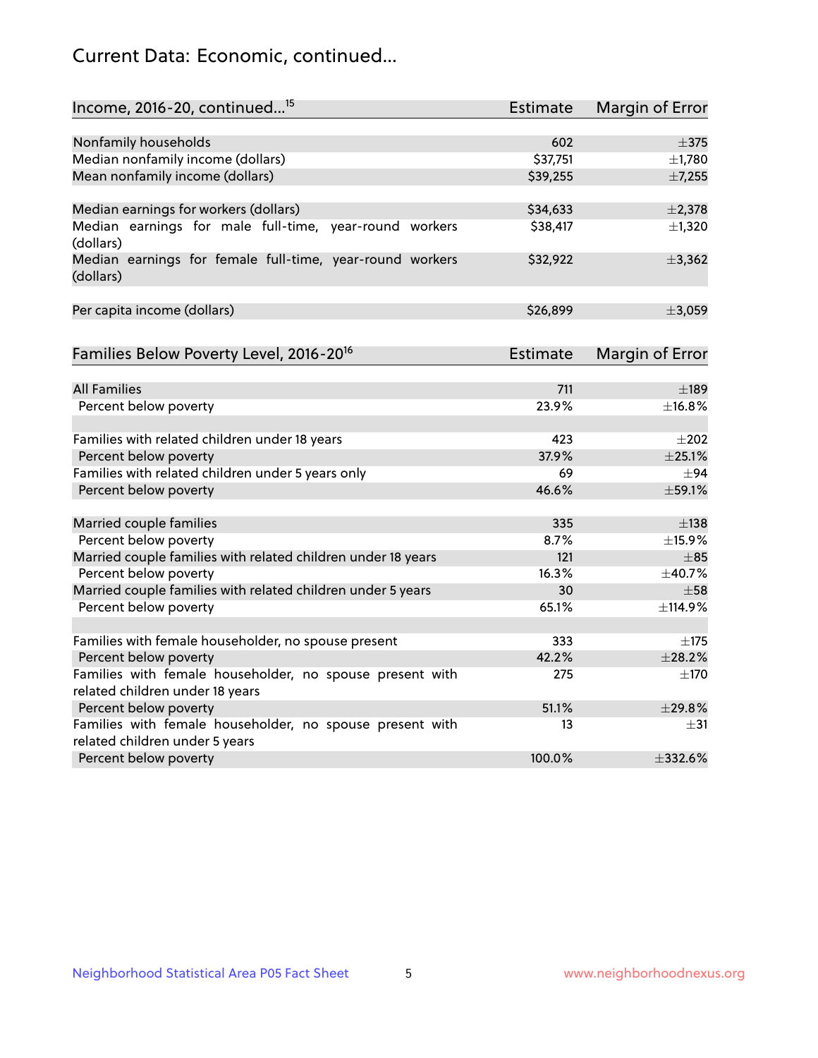## Current Data: Economic, continued...

| Income, 2016-20, continued...[15] | Estimate | Margin of Error |
|---|---|---|
| Nonfamily households | 602 | ±375 |
| Median nonfamily income (dollars) | $37,751 | ±1,780 |
| Mean nonfamily income (dollars) | $39,255 | ±7,255 |
| Median earnings for workers (dollars) | $34,633 | ±2,378 |
| Median earnings for male full-time, year-round workers (dollars) | $38,417 | ±1,320 |
| Median earnings for female full-time, year-round workers (dollars) | $32,922 | ±3,362 |
| Per capita income (dollars) | $26,899 | ±3,059 |

| Families Below Poverty Level, 2016-20[16] | Estimate | Margin of Error |
|---|---|---|
| All Families | 711 | ±189 |
| Percent below poverty | 23.9% | ±16.8% |
| Families with related children under 18 years | 423 | ±202 |
| Percent below poverty | 37.9% | ±25.1% |
| Families with related children under 5 years only | 69 | ±94 |
| Percent below poverty | 46.6% | ±59.1% |
| Married couple families | 335 | ±138 |
| Percent below poverty | 8.7% | ±15.9% |
| Married couple families with related children under 18 years | 121 | ±85 |
| Percent below poverty | 16.3% | ±40.7% |
| Married couple families with related children under 5 years | 30 | ±58 |
| Percent below poverty | 65.1% | ±114.9% |
| Families with female householder, no spouse present | 333 | ±175 |
| Percent below poverty | 42.2% | ±28.2% |
| Families with female householder, no spouse present with related children under 18 years | 275 | ±170 |
| Percent below poverty | 51.1% | ±29.8% |
| Families with female householder, no spouse present with related children under 5 years | 13 | ±31 |
| Percent below poverty | 100.0% | ±332.6% |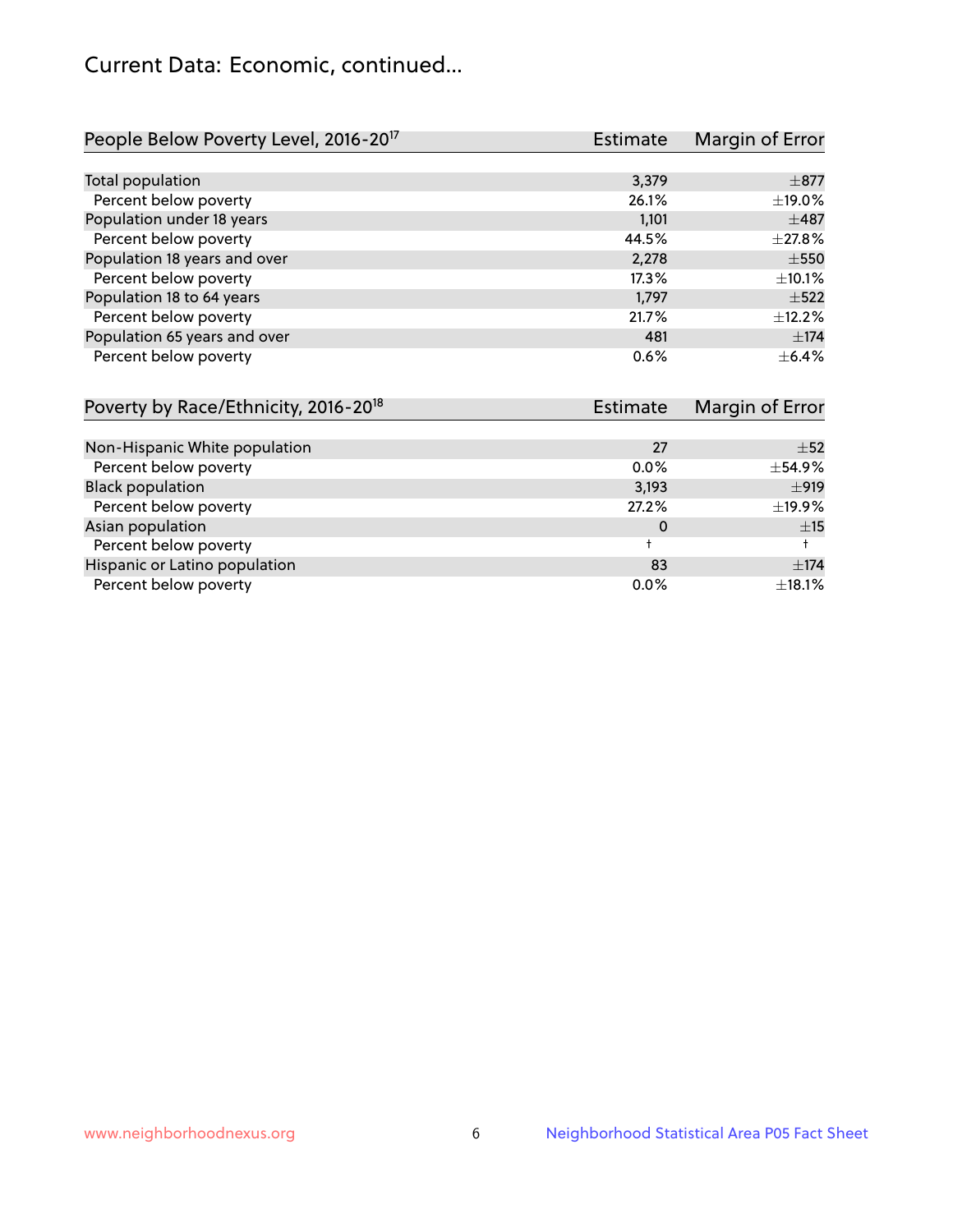# Current Data: Economic, continued...

| People Below Poverty Level, 2016-20[17] | Estimate | Margin of Error |
|---|---|---|
| Total population | 3,379 | ±877 |
| Percent below poverty | 26.1% | ±19.0% |
| Population under 18 years | 1,101 | ±487 |
| Percent below poverty | 44.5% | ±27.8% |
| Population 18 years and over | 2,278 | ±550 |
| Percent below poverty | 17.3% | ±10.1% |
| Population 18 to 64 years | 1,797 | ±522 |
| Percent below poverty | 21.7% | ±12.2% |
| Population 65 years and over | 481 | ±174 |
| Percent below poverty | 0.6% | ±6.4% |

| Poverty by Race/Ethnicity, 2016-20[18] | Estimate | Margin of Error |
|---|---|---|
| Non-Hispanic White population | 27 | ±52 |
| Percent below poverty | 0.0% | ±54.9% |
| Black population | 3,193 | ±919 |
| Percent below poverty | 27.2% | ±19.9% |
| Asian population | 0 | ±15 |
| Percent below poverty | † | † |
| Hispanic or Latino population | 83 | ±174 |
| Percent below poverty | 0.0% | ±18.1% |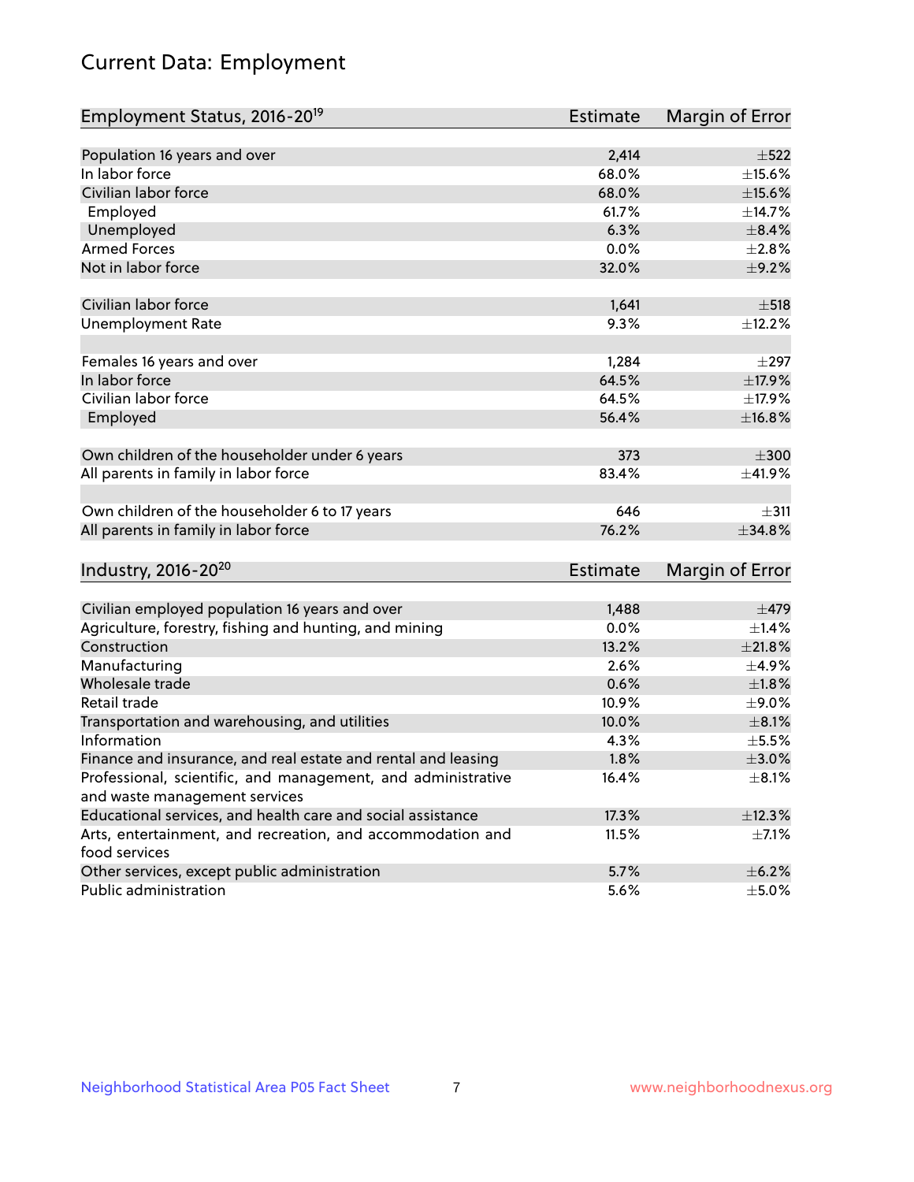# Current Data: Employment

| Employment Status, 2016-20[19] | Estimate | Margin of Error |
|---|---|---|
| Population 16 years and over | 2,414 | ±522 |
| In labor force | 68.0% | ±15.6% |
| Civilian labor force | 68.0% | ±15.6% |
| Employed | 61.7% | ±14.7% |
| Unemployed | 6.3% | ±8.4% |
| Armed Forces | 0.0% | ±2.8% |
| Not in labor force | 32.0% | ±9.2% |
| | | |
| Civilian labor force | 1,641 | ±518 |
| Unemployment Rate | 9.3% | ±12.2% |
| | | |
| Females 16 years and over | 1,284 | ±297 |
| In labor force | 64.5% | ±17.9% |
| Civilian labor force | 64.5% | ±17.9% |
| Employed | 56.4% | ±16.8% |
| | | |
| Own children of the householder under 6 years | 373 | ±300 |
| All parents in family in labor force | 83.4% | ±41.9% |
| | | |
| Own children of the householder 6 to 17 years | 646 | ±311 |
| All parents in family in labor force | 76.2% | ±34.8% |

| Industry, 2016-20[20] | Estimate | Margin of Error |
|---|---|---|
| Civilian employed population 16 years and over | 1,488 | ±479 |
| Agriculture, forestry, fishing and hunting, and mining | 0.0% | ±1.4% |
| Construction | 13.2% | ±21.8% |
| Manufacturing | 2.6% | ±4.9% |
| Wholesale trade | 0.6% | ±1.8% |
| Retail trade | 10.9% | ±9.0% |
| Transportation and warehousing, and utilities | 10.0% | ±8.1% |
| Information | 4.3% | ±5.5% |
| Finance and insurance, and real estate and rental and leasing | 1.8% | ±3.0% |
| Professional, scientific, and management, and administrative and waste management services | 16.4% | ±8.1% |
| Educational services, and health care and social assistance | 17.3% | ±12.3% |
| Arts, entertainment, and recreation, and accommodation and food services | 11.5% | ±7.1% |
| Other services, except public administration | 5.7% | ±6.2% |
| Public administration | 5.6% | ±5.0% |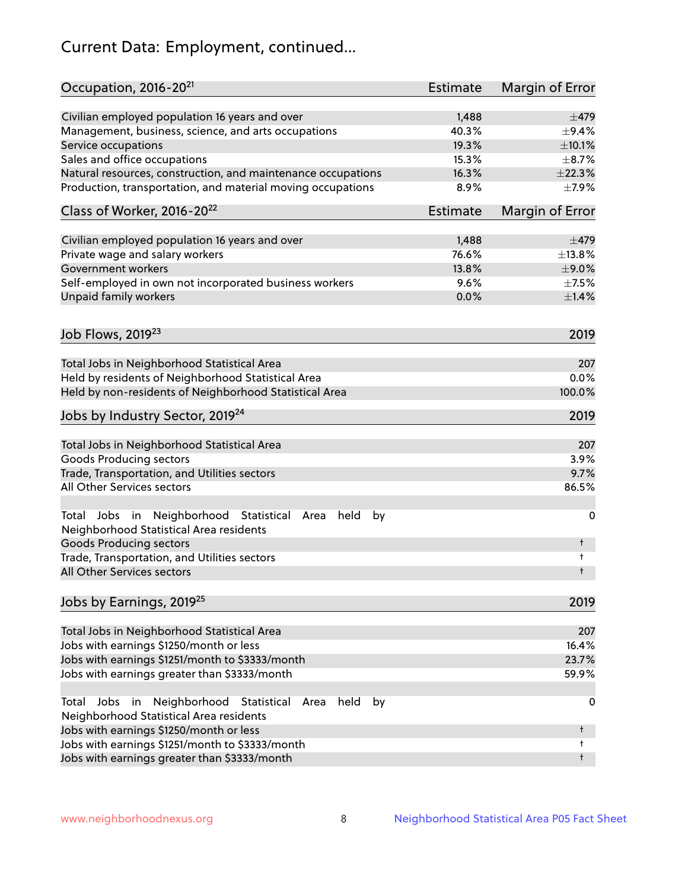# Current Data: Employment, continued...

| Occupation, 2016-20[21] | Estimate | Margin of Error |
|---|---|---|
| Civilian employed population 16 years and over | 1,488 | ±479 |
| Management, business, science, and arts occupations | 40.3% | ±9.4% |
| Service occupations | 19.3% | ±10.1% |
| Sales and office occupations | 15.3% | ±8.7% |
| Natural resources, construction, and maintenance occupations | 16.3% | ±22.3% |
| Production, transportation, and material moving occupations | 8.9% | ±7.9% |

| Class of Worker, 2016-20[22] | Estimate | Margin of Error |
|---|---|---|
| Civilian employed population 16 years and over | 1,488 | ±479 |
| Private wage and salary workers | 76.6% | ±13.8% |
| Government workers | 13.8% | ±9.0% |
| Self-employed in own not incorporated business workers | 9.6% | ±7.5% |
| Unpaid family workers | 0.0% | ±1.4% |

| Job Flows, 2019[23] | 2019 |
|---|---|
| Total Jobs in Neighborhood Statistical Area | 207 |
| Held by residents of Neighborhood Statistical Area | 0.0% |
| Held by non-residents of Neighborhood Statistical Area | 100.0% |

| Jobs by Industry Sector, 2019[24] | 2019 |
|---|---|
| Total Jobs in Neighborhood Statistical Area | 207 |
| Goods Producing sectors | 3.9% |
| Trade, Transportation, and Utilities sectors | 9.7% |
| All Other Services sectors | 86.5% |
| | |
| Total Jobs in Neighborhood Statistical Area held by Neighborhood Statistical Area residents | 0 |
| Goods Producing sectors | † |
| Trade, Transportation, and Utilities sectors | † |
| All Other Services sectors | † |

| Jobs by Earnings, 2019[25] | 2019 |
|---|---|
| Total Jobs in Neighborhood Statistical Area | 207 |
| Jobs with earnings $1250/month or less | 16.4% |
| Jobs with earnings $1251/month to $3333/month | 23.7% |
| Jobs with earnings greater than $3333/month | 59.9% |
| | |
| Total Jobs in Neighborhood Statistical Area held by Neighborhood Statistical Area residents | 0 |
| Jobs with earnings $1250/month or less | † |
| Jobs with earnings $1251/month to $3333/month | † |
| Jobs with earnings greater than $3333/month | † |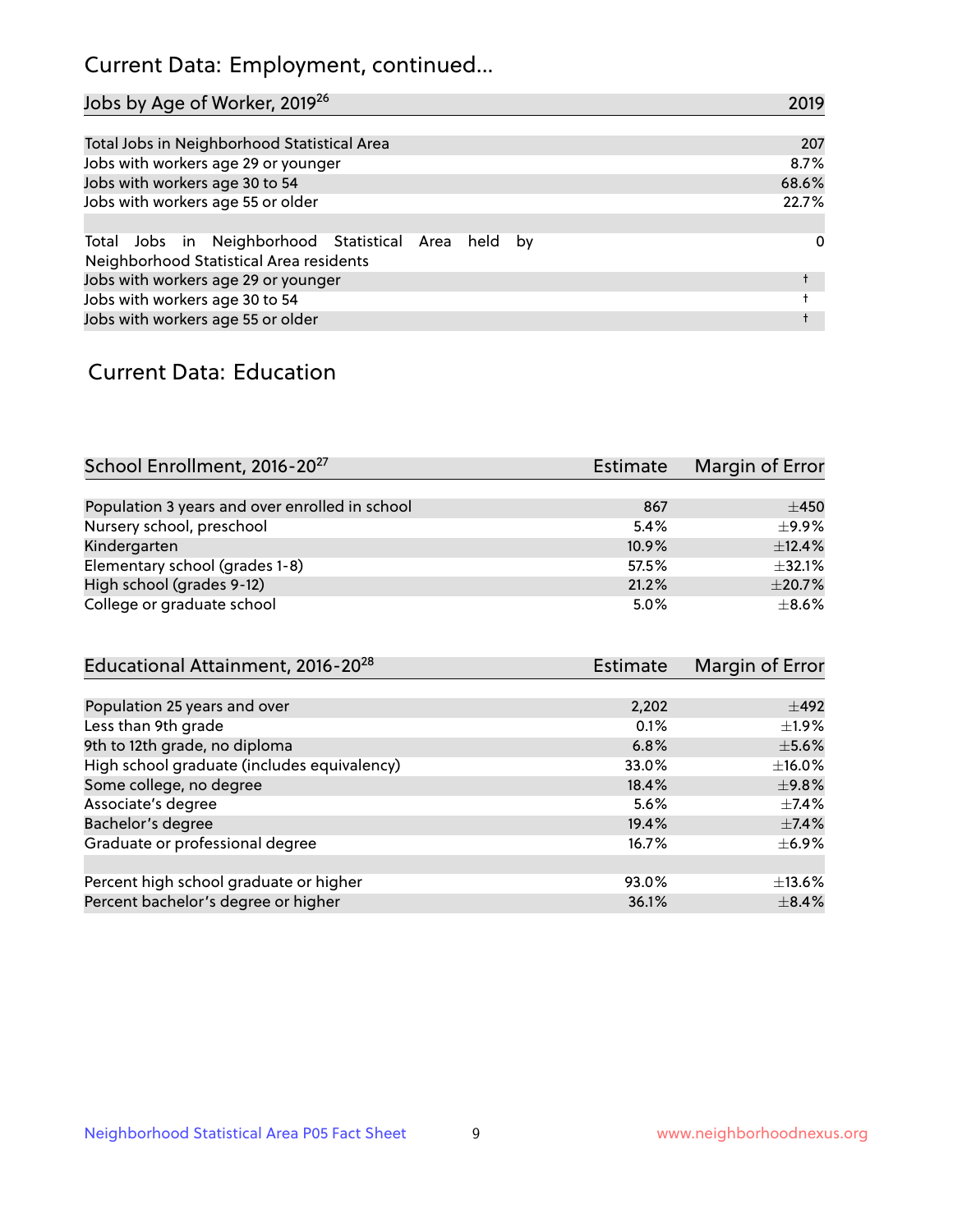# Current Data: Employment, continued...

| Jobs by Age of Worker, 2019[26] | 2019 |
| --- | --- |
| Total Jobs in Neighborhood Statistical Area | 207 |
| Jobs with workers age 29 or younger | 8.7% |
| Jobs with workers age 30 to 54 | 68.6% |
| Jobs with workers age 55 or older | 22.7% |
| | |
| Total Jobs in Neighborhood Statistical Area held by Neighborhood Statistical Area residents | 0 |
| Jobs with workers age 29 or younger | † |
| Jobs with workers age 30 to 54 | † |
| Jobs with workers age 55 or older | † |

# Current Data: Education

| School Enrollment, 2016-20[27] | Estimate | Margin of Error |
| --- | --- | --- |
| Population 3 years and over enrolled in school | 867 | ±450 |
| Nursery school, preschool | 5.4% | ±9.9% |
| Kindergarten | 10.9% | ±12.4% |
| Elementary school (grades 1-8) | 57.5% | ±32.1% |
| High school (grades 9-12) | 21.2% | ±20.7% |
| College or graduate school | 5.0% | ±8.6% |

| Educational Attainment, 2016-20[28] | Estimate | Margin of Error |
| --- | --- | --- |
| Population 25 years and over | 2,202 | ±492 |
| Less than 9th grade | 0.1% | ±1.9% |
| 9th to 12th grade, no diploma | 6.8% | ±5.6% |
| High school graduate (includes equivalency) | 33.0% | ±16.0% |
| Some college, no degree | 18.4% | ±9.8% |
| Associate's degree | 5.6% | ±7.4% |
| Bachelor's degree | 19.4% | ±7.4% |
| Graduate or professional degree | 16.7% | ±6.9% |
| | | |
| Percent high school graduate or higher | 93.0% | ±13.6% |
| Percent bachelor's degree or higher | 36.1% | ±8.4% |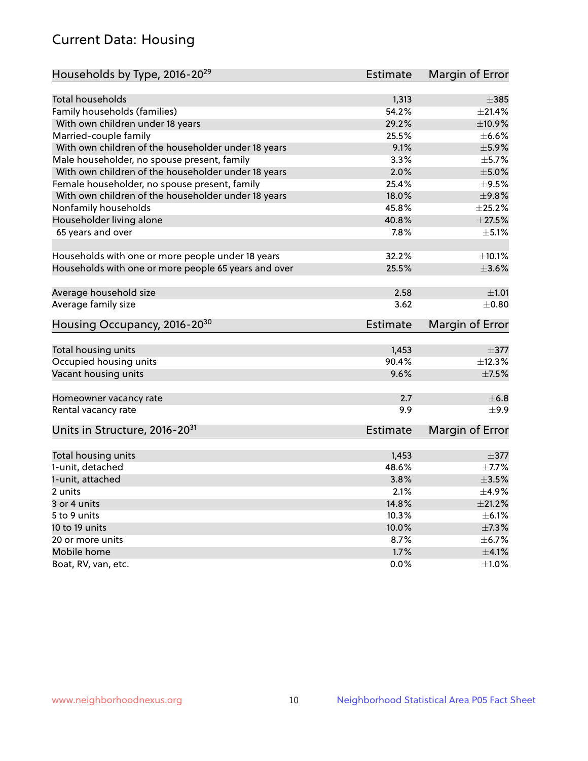# Current Data: Housing

| Households by Type, 2016-20[29] | Estimate | Margin of Error |
|---|---|---|
| Total households | 1,313 | ±385 |
| Family households (families) | 54.2% | ±21.4% |
| With own children under 18 years | 29.2% | ±10.9% |
| Married-couple family | 25.5% | ±6.6% |
| With own children of the householder under 18 years | 9.1% | ±5.9% |
| Male householder, no spouse present, family | 3.3% | ±5.7% |
| With own children of the householder under 18 years | 2.0% | ±5.0% |
| Female householder, no spouse present, family | 25.4% | ±9.5% |
| With own children of the householder under 18 years | 18.0% | ±9.8% |
| Nonfamily households | 45.8% | ±25.2% |
| Householder living alone | 40.8% | ±27.5% |
| 65 years and over | 7.8% | ±5.1% |
| | | |
| Households with one or more people under 18 years | 32.2% | ±10.1% |
| Households with one or more people 65 years and over | 25.5% | ±3.6% |
| | | |
| Average household size | 2.58 | ±1.01 |
| Average family size | 3.62 | ±0.80 |

| Housing Occupancy, 2016-20[30] | Estimate | Margin of Error |
|---|---|---|
| Total housing units | 1,453 | ±377 |
| Occupied housing units | 90.4% | ±12.3% |
| Vacant housing units | 9.6% | ±7.5% |
| | | |
| Homeowner vacancy rate | 2.7 | ±6.8 |
| Rental vacancy rate | 9.9 | ±9.9 |

| Units in Structure, 2016-20[31] | Estimate | Margin of Error |
|---|---|---|
| Total housing units | 1,453 | ±377 |
| 1-unit, detached | 48.6% | ±7.7% |
| 1-unit, attached | 3.8% | ±3.5% |
| 2 units | 2.1% | ±4.9% |
| 3 or 4 units | 14.8% | ±21.2% |
| 5 to 9 units | 10.3% | ±6.1% |
| 10 to 19 units | 10.0% | ±7.3% |
| 20 or more units | 8.7% | ±6.7% |
| Mobile home | 1.7% | ±4.1% |
| Boat, RV, van, etc. | 0.0% | ±1.0% |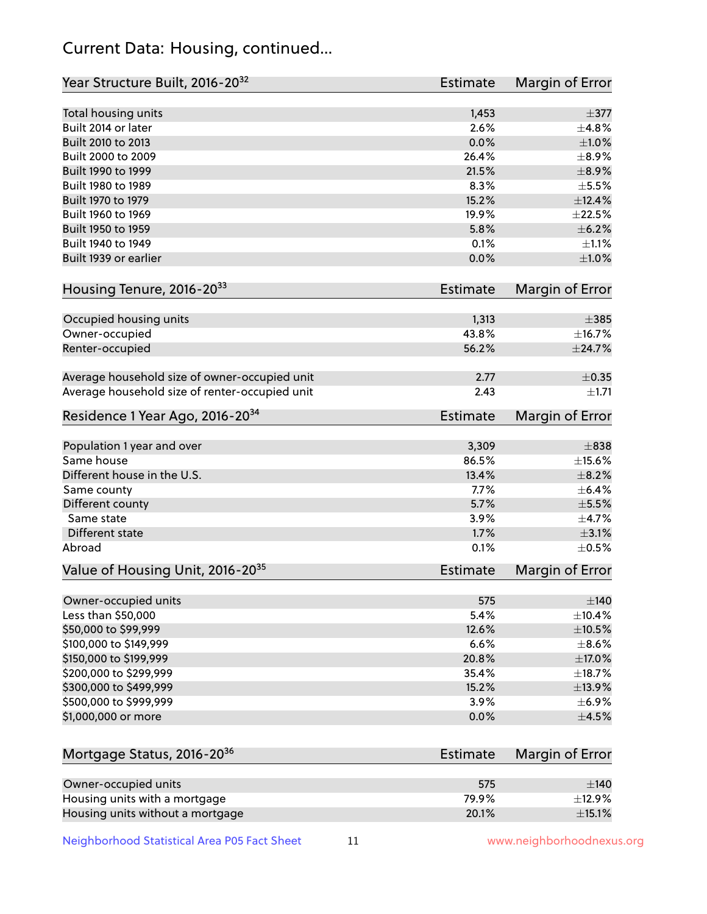# Current Data: Housing, continued...

| Year Structure Built, 2016-20[32] | Estimate | Margin of Error |
|---|---|---|
| Total housing units | 1,453 | ±377 |
| Built 2014 or later | 2.6% | ±4.8% |
| Built 2010 to 2013 | 0.0% | ±1.0% |
| Built 2000 to 2009 | 26.4% | ±8.9% |
| Built 1990 to 1999 | 21.5% | ±8.9% |
| Built 1980 to 1989 | 8.3% | ±5.5% |
| Built 1970 to 1979 | 15.2% | ±12.4% |
| Built 1960 to 1969 | 19.9% | ±22.5% |
| Built 1950 to 1959 | 5.8% | ±6.2% |
| Built 1940 to 1949 | 0.1% | ±1.1% |
| Built 1939 or earlier | 0.0% | ±1.0% |

| Housing Tenure, 2016-20[33] | Estimate | Margin of Error |
|---|---|---|
| Occupied housing units | 1,313 | ±385 |
| Owner-occupied | 43.8% | ±16.7% |
| Renter-occupied | 56.2% | ±24.7% |
| Average household size of owner-occupied unit | 2.77 | ±0.35 |
| Average household size of renter-occupied unit | 2.43 | ±1.71 |

| Residence 1 Year Ago, 2016-20[34] | Estimate | Margin of Error |
|---|---|---|
| Population 1 year and over | 3,309 | ±838 |
| Same house | 86.5% | ±15.6% |
| Different house in the U.S. | 13.4% | ±8.2% |
| Same county | 7.7% | ±6.4% |
| Different county | 5.7% | ±5.5% |
| Same state | 3.9% | ±4.7% |
| Different state | 1.7% | ±3.1% |
| Abroad | 0.1% | ±0.5% |

| Value of Housing Unit, 2016-20[35] | Estimate | Margin of Error |
|---|---|---|
| Owner-occupied units | 575 | ±140 |
| Less than $50,000 | 5.4% | ±10.4% |
| $50,000 to $99,999 | 12.6% | ±10.5% |
| $100,000 to $149,999 | 6.6% | ±8.6% |
| $150,000 to $199,999 | 20.8% | ±17.0% |
| $200,000 to $299,999 | 35.4% | ±18.7% |
| $300,000 to $499,999 | 15.2% | ±13.9% |
| $500,000 to $999,999 | 3.9% | ±6.9% |
| $1,000,000 or more | 0.0% | ±4.5% |

| Mortgage Status, 2016-20[36] | Estimate | Margin of Error |
|---|---|---|
| Owner-occupied units | 575 | ±140 |
| Housing units with a mortgage | 79.9% | ±12.9% |
| Housing units without a mortgage | 20.1% | ±15.1% |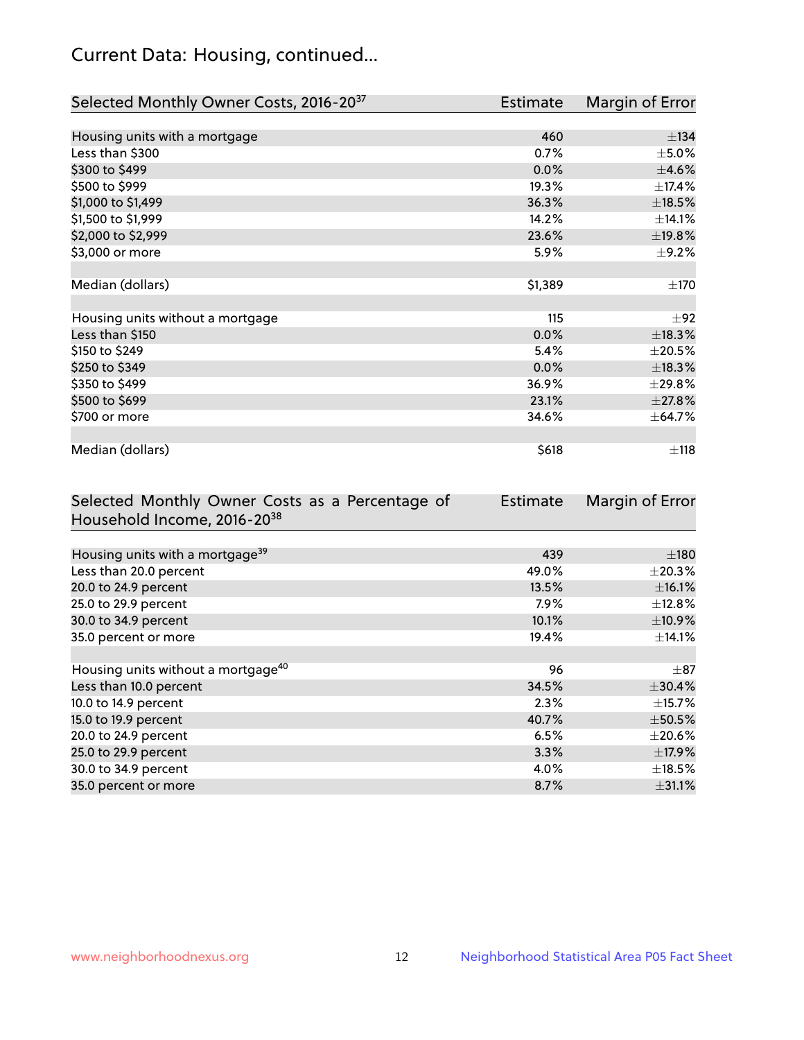## Current Data: Housing, continued...

| Selected Monthly Owner Costs, 2016-20[37] | Estimate | Margin of Error |
|---|---|---|
| Housing units with a mortgage | 460 | ±134 |
| Less than $300 | 0.7% | ±5.0% |
| $300 to $499 | 0.0% | ±4.6% |
| $500 to $999 | 19.3% | ±17.4% |
| $1,000 to $1,499 | 36.3% | ±18.5% |
| $1,500 to $1,999 | 14.2% | ±14.1% |
| $2,000 to $2,999 | 23.6% | ±19.8% |
| $3,000 or more | 5.9% | ±9.2% |
| | | |
| Median (dollars) | $1,389 | ±170 |
| | | |
| Housing units without a mortgage | 115 | ±92 |
| Less than $150 | 0.0% | ±18.3% |
| $150 to $249 | 5.4% | ±20.5% |
| $250 to $349 | 0.0% | ±18.3% |
| $350 to $499 | 36.9% | ±29.8% |
| $500 to $699 | 23.1% | ±27.8% |
| $700 or more | 34.6% | ±64.7% |
| | | |
| Median (dollars) | $618 | ±118 |

| Selected Monthly Owner Costs as a Percentage of Household Income, 2016-20[38] | Estimate | Margin of Error |
|---|---|---|
| Housing units with a mortgage[39] | 439 | ±180 |
| Less than 20.0 percent | 49.0% | ±20.3% |
| 20.0 to 24.9 percent | 13.5% | ±16.1% |
| 25.0 to 29.9 percent | 7.9% | ±12.8% |
| 30.0 to 34.9 percent | 10.1% | ±10.9% |
| 35.0 percent or more | 19.4% | ±14.1% |
| | | |
| Housing units without a mortgage[40] | 96 | ±87 |
| Less than 10.0 percent | 34.5% | ±30.4% |
| 10.0 to 14.9 percent | 2.3% | ±15.7% |
| 15.0 to 19.9 percent | 40.7% | ±50.5% |
| 20.0 to 24.9 percent | 6.5% | ±20.6% |
| 25.0 to 29.9 percent | 3.3% | ±17.9% |
| 30.0 to 34.9 percent | 4.0% | ±18.5% |
| 35.0 percent or more | 8.7% | ±31.1% |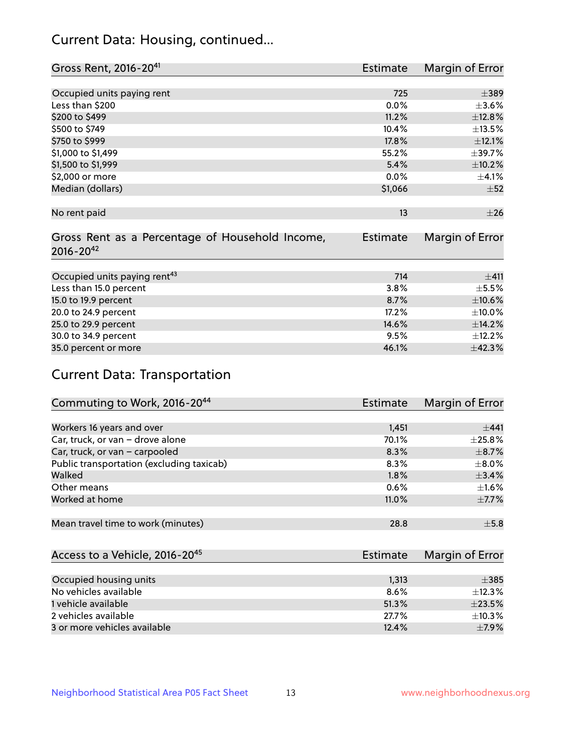## Current Data: Housing, continued...

| Gross Rent, 2016-20[41] | Estimate | Margin of Error |
|---|---|---|
| Occupied units paying rent | 725 | ±389 |
| Less than $200 | 0.0% | ±3.6% |
| $200 to $499 | 11.2% | ±12.8% |
| $500 to $749 | 10.4% | ±13.5% |
| $750 to $999 | 17.8% | ±12.1% |
| $1,000 to $1,499 | 55.2% | ±39.7% |
| $1,500 to $1,999 | 5.4% | ±10.2% |
| $2,000 or more | 0.0% | ±4.1% |
| Median (dollars) | $1,066 | ±52 |
| No rent paid | 13 | ±26 |

| Gross Rent as a Percentage of Household Income, 2016-20[42] | Estimate | Margin of Error |
|---|---|---|
| Occupied units paying rent[43] | 714 | ±411 |
| Less than 15.0 percent | 3.8% | ±5.5% |
| 15.0 to 19.9 percent | 8.7% | ±10.6% |
| 20.0 to 24.9 percent | 17.2% | ±10.0% |
| 25.0 to 29.9 percent | 14.6% | ±14.2% |
| 30.0 to 34.9 percent | 9.5% | ±12.2% |
| 35.0 percent or more | 46.1% | ±42.3% |

## Current Data: Transportation

| Commuting to Work, 2016-20[44] | Estimate | Margin of Error |
|---|---|---|
| Workers 16 years and over | 1,451 | ±441 |
| Car, truck, or van – drove alone | 70.1% | ±25.8% |
| Car, truck, or van – carpooled | 8.3% | ±8.7% |
| Public transportation (excluding taxicab) | 8.3% | ±8.0% |
| Walked | 1.8% | ±3.4% |
| Other means | 0.6% | ±1.6% |
| Worked at home | 11.0% | ±7.7% |
| Mean travel time to work (minutes) | 28.8 | ±5.8 |

| Access to a Vehicle, 2016-20[45] | Estimate | Margin of Error |
|---|---|---|
| Occupied housing units | 1,313 | ±385 |
| No vehicles available | 8.6% | ±12.3% |
| 1 vehicle available | 51.3% | ±23.5% |
| 2 vehicles available | 27.7% | ±10.3% |
| 3 or more vehicles available | 12.4% | ±7.9% |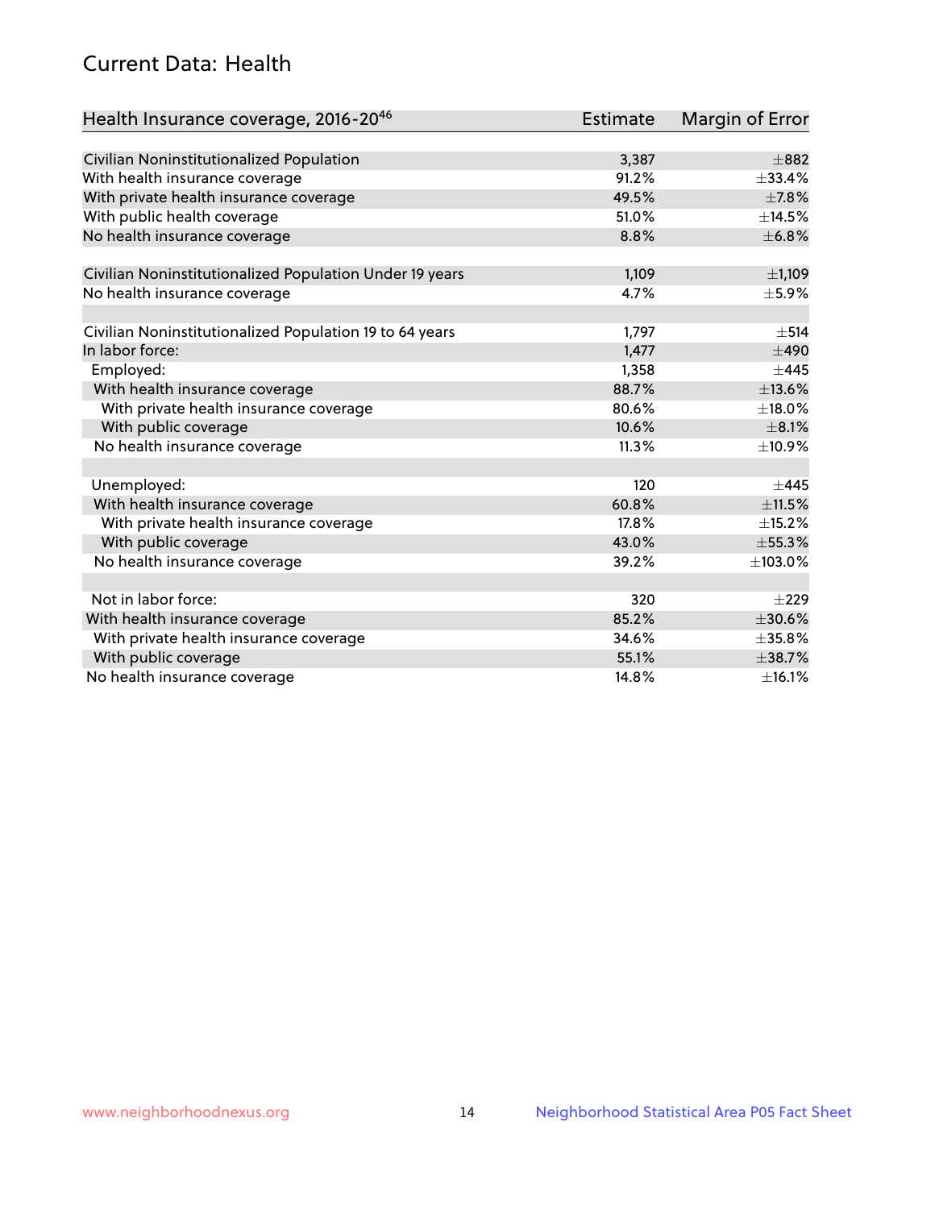## Current Data: Health

| Health Insurance coverage, 2016-20[46] | Estimate | Margin of Error |
|---|---|---|
| Civilian Noninstitutionalized Population | 3,387 | ±882 |
| With health insurance coverage | 91.2% | ±33.4% |
| With private health insurance coverage | 49.5% | ±7.8% |
| With public health coverage | 51.0% | ±14.5% |
| No health insurance coverage | 8.8% | ±6.8% |
| | | |
| Civilian Noninstitutionalized Population Under 19 years | 1,109 | ±1,109 |
| No health insurance coverage | 4.7% | ±5.9% |
| | | |
| Civilian Noninstitutionalized Population 19 to 64 years | 1,797 | ±514 |
| In labor force: | 1,477 | ±490 |
| Employed: | 1,358 | ±445 |
| With health insurance coverage | 88.7% | ±13.6% |
| With private health insurance coverage | 80.6% | ±18.0% |
| With public coverage | 10.6% | ±8.1% |
| No health insurance coverage | 11.3% | ±10.9% |
| | | |
| Unemployed: | 120 | ±445 |
| With health insurance coverage | 60.8% | ±11.5% |
| With private health insurance coverage | 17.8% | ±15.2% |
| With public coverage | 43.0% | ±55.3% |
| No health insurance coverage | 39.2% | ±103.0% |
| | | |
| Not in labor force: | 320 | ±229 |
| With health insurance coverage | 85.2% | ±30.6% |
| With private health insurance coverage | 34.6% | ±35.8% |
| With public coverage | 55.1% | ±38.7% |
| No health insurance coverage | 14.8% | ±16.1% |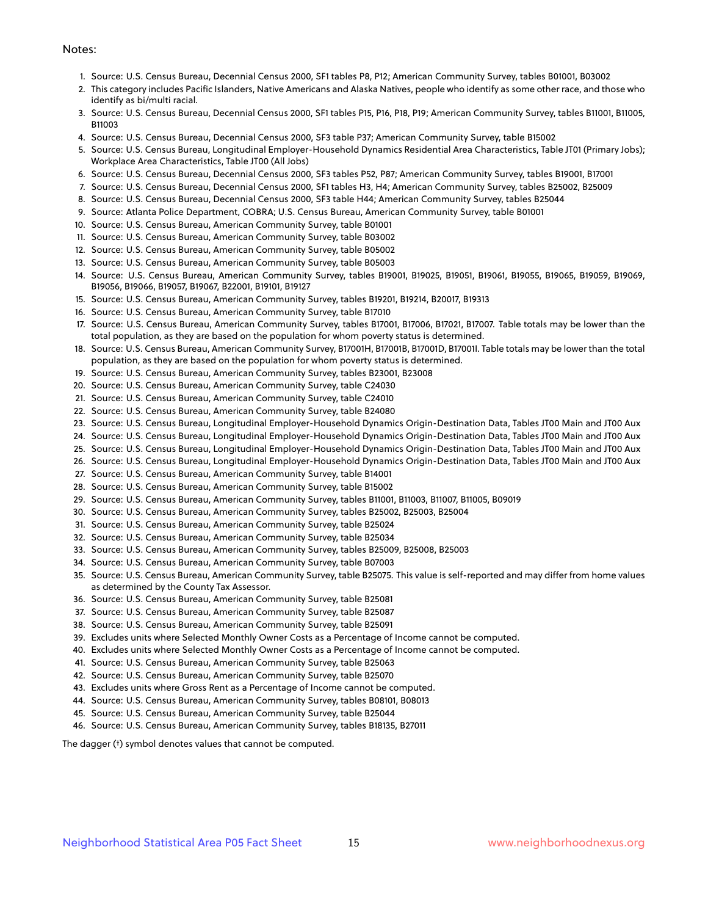Notes:

1. Source: U.S. Census Bureau, Decennial Census 2000, SF1 tables P8, P12; American Community Survey, tables B01001, B03002
2. This category includes Pacific Islanders, Native Americans and Alaska Natives, people who identify as some other race, and those who identify as bi/multi racial.
3. Source: U.S. Census Bureau, Decennial Census 2000, SF1 tables P15, P16, P18, P19; American Community Survey, tables B11001, B11005, B11003
4. Source: U.S. Census Bureau, Decennial Census 2000, SF3 table P37; American Community Survey, table B15002
5. Source: U.S. Census Bureau, Longitudinal Employer-Household Dynamics Residential Area Characteristics, Table JT01 (Primary Jobs); Workplace Area Characteristics, Table JT00 (All Jobs)
6. Source: U.S. Census Bureau, Decennial Census 2000, SF3 tables P52, P87; American Community Survey, tables B19001, B17001
7. Source: U.S. Census Bureau, Decennial Census 2000, SF1 tables H3, H4; American Community Survey, tables B25002, B25009
8. Source: U.S. Census Bureau, Decennial Census 2000, SF3 table H44; American Community Survey, tables B25044
9. Source: Atlanta Police Department, COBRA; U.S. Census Bureau, American Community Survey, table B01001
10. Source: U.S. Census Bureau, American Community Survey, table B01001
11. Source: U.S. Census Bureau, American Community Survey, table B03002
12. Source: U.S. Census Bureau, American Community Survey, table B05002
13. Source: U.S. Census Bureau, American Community Survey, table B05003
14. Source: U.S. Census Bureau, American Community Survey, tables B19001, B19025, B19051, B19061, B19055, B19065, B19059, B19069, B19056, B19066, B19057, B19067, B22001, B19101, B19127
15. Source: U.S. Census Bureau, American Community Survey, tables B19201, B19214, B20017, B19313
16. Source: U.S. Census Bureau, American Community Survey, table B17010
17. Source: U.S. Census Bureau, American Community Survey, tables B17001, B17006, B17021, B17007. Table totals may be lower than the total population, as they are based on the population for whom poverty status is determined.
18. Source: U.S. Census Bureau, American Community Survey, B17001H, B17001B, B17001D, B17001I. Table totals may be lower than the total population, as they are based on the population for whom poverty status is determined.
19. Source: U.S. Census Bureau, American Community Survey, tables B23001, B23008
20. Source: U.S. Census Bureau, American Community Survey, table C24030
21. Source: U.S. Census Bureau, American Community Survey, table C24010
22. Source: U.S. Census Bureau, American Community Survey, table B24080
23. Source: U.S. Census Bureau, Longitudinal Employer-Household Dynamics Origin-Destination Data, Tables JT00 Main and JT00 Aux
24. Source: U.S. Census Bureau, Longitudinal Employer-Household Dynamics Origin-Destination Data, Tables JT00 Main and JT00 Aux
25. Source: U.S. Census Bureau, Longitudinal Employer-Household Dynamics Origin-Destination Data, Tables JT00 Main and JT00 Aux
26. Source: U.S. Census Bureau, Longitudinal Employer-Household Dynamics Origin-Destination Data, Tables JT00 Main and JT00 Aux
27. Source: U.S. Census Bureau, American Community Survey, table B14001
28. Source: U.S. Census Bureau, American Community Survey, table B15002
29. Source: U.S. Census Bureau, American Community Survey, tables B11001, B11003, B11007, B11005, B09019
30. Source: U.S. Census Bureau, American Community Survey, tables B25002, B25003, B25004
31. Source: U.S. Census Bureau, American Community Survey, table B25024
32. Source: U.S. Census Bureau, American Community Survey, table B25034
33. Source: U.S. Census Bureau, American Community Survey, tables B25009, B25008, B25003
34. Source: U.S. Census Bureau, American Community Survey, table B07003
35. Source: U.S. Census Bureau, American Community Survey, table B25075. This value is self-reported and may differ from home values as determined by the County Tax Assessor.
36. Source: U.S. Census Bureau, American Community Survey, table B25081
37. Source: U.S. Census Bureau, American Community Survey, table B25087
38. Source: U.S. Census Bureau, American Community Survey, table B25091
39. Excludes units where Selected Monthly Owner Costs as a Percentage of Income cannot be computed.
40. Excludes units where Selected Monthly Owner Costs as a Percentage of Income cannot be computed.
41. Source: U.S. Census Bureau, American Community Survey, table B25063
42. Source: U.S. Census Bureau, American Community Survey, table B25070
43. Excludes units where Gross Rent as a Percentage of Income cannot be computed.
44. Source: U.S. Census Bureau, American Community Survey, tables B08101, B08013
45. Source: U.S. Census Bureau, American Community Survey, table B25044
46. Source: U.S. Census Bureau, American Community Survey, tables B18135, B27011

The dagger (†) symbol denotes values that cannot be computed.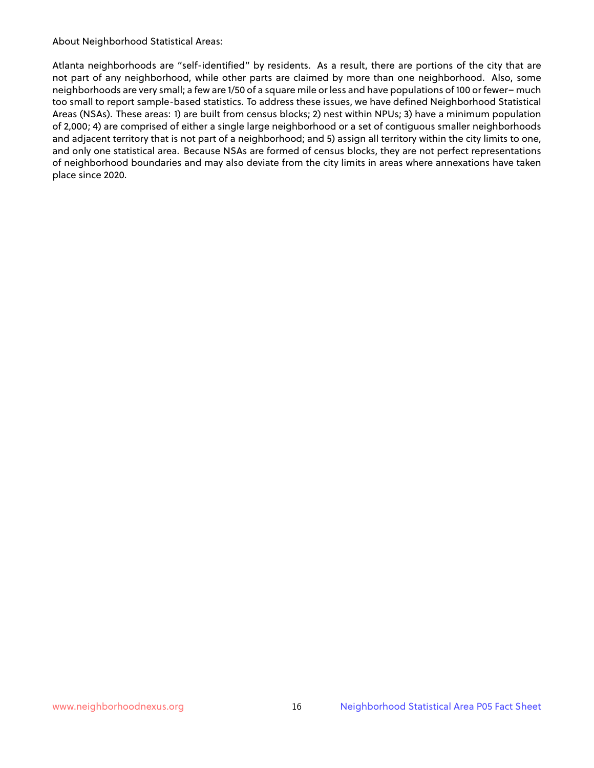About Neighborhood Statistical Areas:

Atlanta neighborhoods are "self-identified" by residents. As a result, there are portions of the city that are not part of any neighborhood, while other parts are claimed by more than one neighborhood. Also, some neighborhoods are very small; a few are 1/50 of a square mile or less and have populations of 100 or fewer– much too small to report sample-based statistics. To address these issues, we have defined Neighborhood Statistical Areas (NSAs). These areas: 1) are built from census blocks; 2) nest within NPUs; 3) have a minimum population of 2,000; 4) are comprised of either a single large neighborhood or a set of contiguous smaller neighborhoods and adjacent territory that is not part of a neighborhood; and 5) assign all territory within the city limits to one, and only one statistical area. Because NSAs are formed of census blocks, they are not perfect representations of neighborhood boundaries and may also deviate from the city limits in areas where annexations have taken place since 2020.